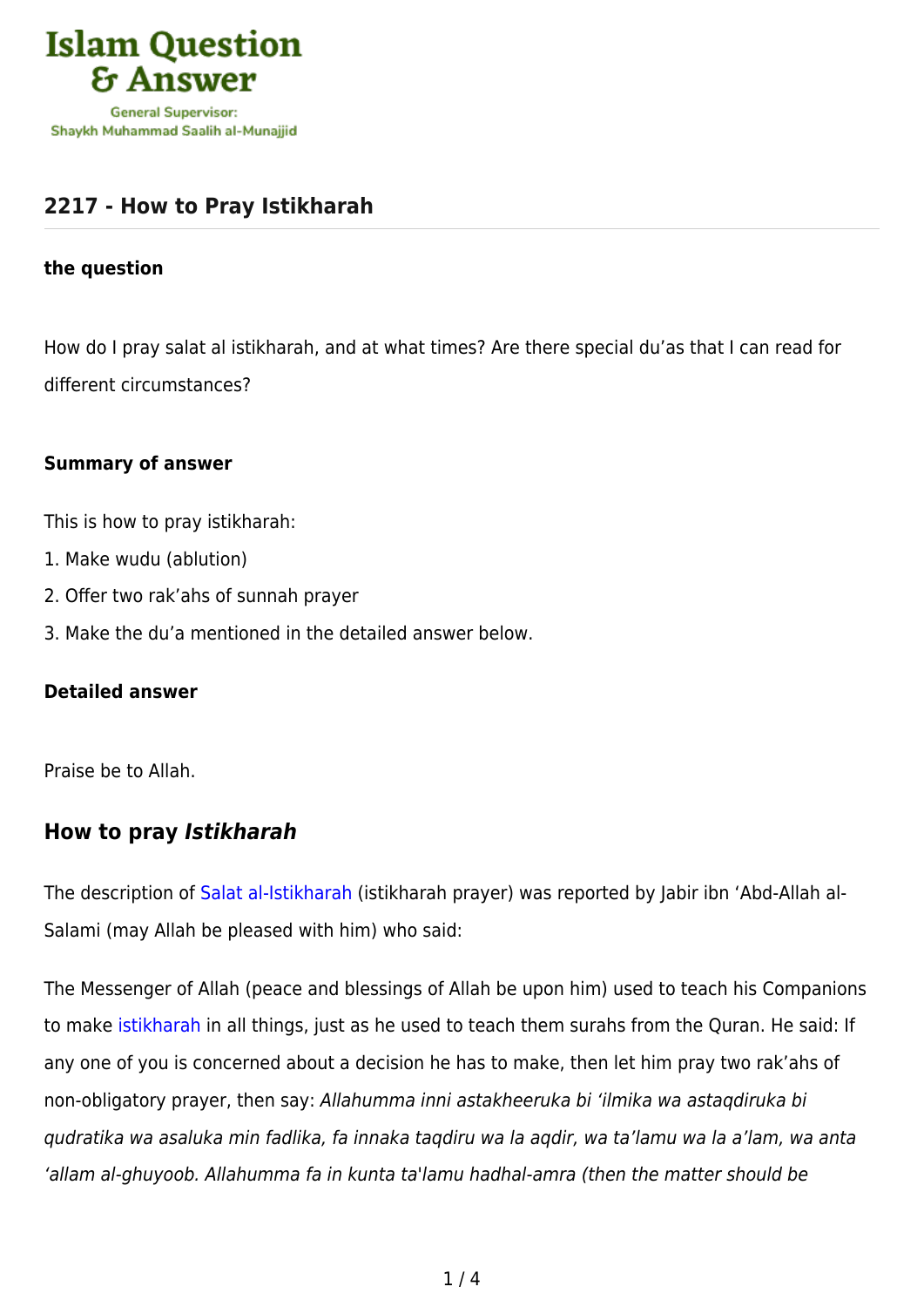## 2217 - How to Pray Istikharah

**the question**

How do I pray salat al istikharah, and at what times? Are there special du'as that I can read for different circumstances?

**Summary of answer**

This is how to pray istikharah:

1. Make wudu (ablution)
2. Offer two rak'ahs of sunnah prayer
3. Make the du'a mentioned in the detailed answer below.

**Detailed answer**

Praise be to Allah.

## How to pray *Istikharah*

The description of Salat al-Istikharah (istikharah prayer) was reported by Jabir ibn 'Abd-Allah al-Salami (may Allah be pleased with him) who said:

The Messenger of Allah (peace and blessings of Allah be upon him) used to teach his Companions to make istikharah in all things, just as he used to teach them surahs from the Quran. He said: If any one of you is concerned about a decision he has to make, then let him pray two rak'ahs of non-obligatory prayer, then say: *Allahumma inni astakheeruka bi 'ilmika wa astaqdiruka bi qudratika wa asaluka min fadlika, fa innaka taqdiru wa la aqdir, wa ta'lamu wa la a'lam, wa anta 'allam al-ghuyoob. Allahumma fa in kunta ta'lamu hadhal-amra (then the matter should be*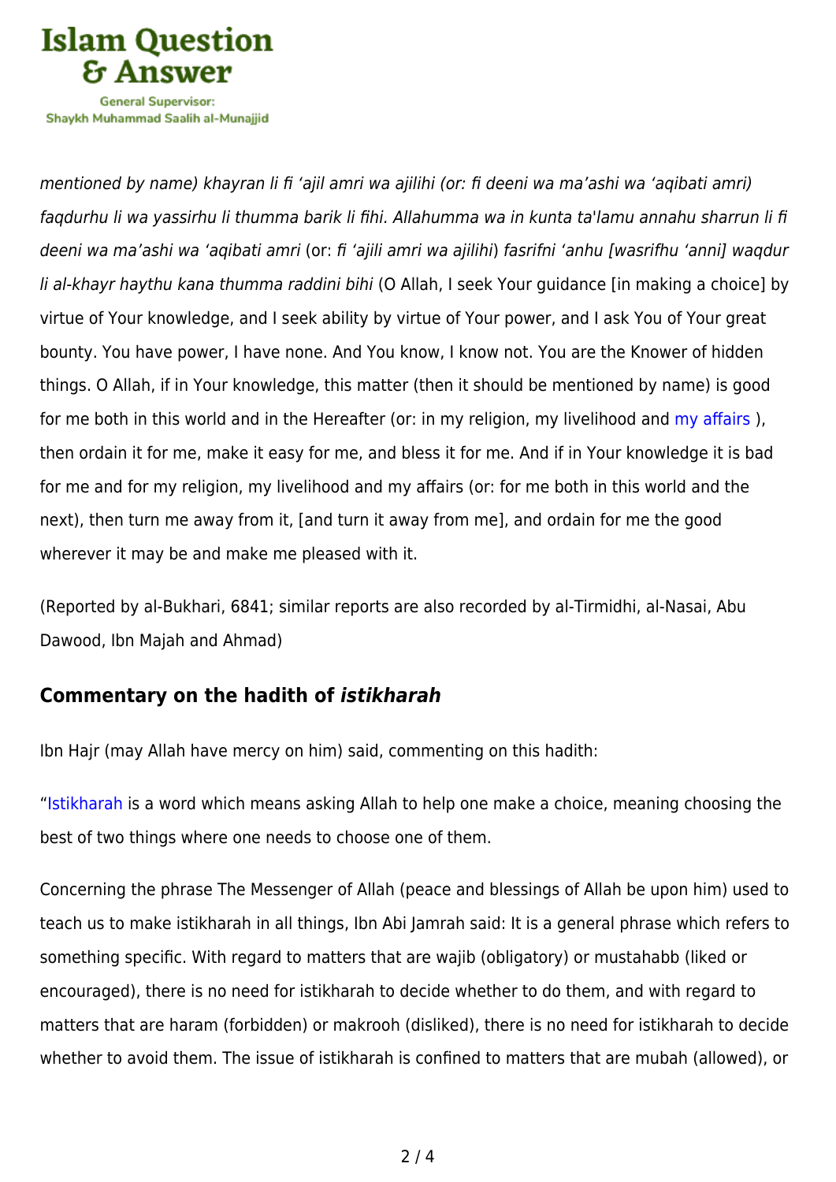*mentioned by name) khayran li fi ‘ajil amri wa ajilihi (or: fi deeni wa ma’ashi wa ‘aqibati amri) faqdurhu li wa yassirhu li thumma barik li fihi. Allahumma wa in kunta ta'lamu annahu sharrun li fi deeni wa ma’ashi wa ‘aqibati amri* (or: *fi ‘ajili amri wa ajilihi*) *fasrifni ‘anhu [wasrifhu ‘anni] waqdur li al-khayr haythu kana thumma raddini bihi* (O Allah, I seek Your guidance [in making a choice] by virtue of Your knowledge, and I seek ability by virtue of Your power, and I ask You of Your great bounty. You have power, I have none. And You know, I know not. You are the Knower of hidden things. O Allah, if in Your knowledge, this matter (then it should be mentioned by name) is good for me both in this world and in the Hereafter (or: in my religion, my livelihood and my affairs ), then ordain it for me, make it easy for me, and bless it for me. And if in Your knowledge it is bad for me and for my religion, my livelihood and my affairs (or: for me both in this world and the next), then turn me away from it, [and turn it away from me], and ordain for me the good wherever it may be and make me pleased with it.

(Reported by al-Bukhari, 6841; similar reports are also recorded by al-Tirmidhi, al-Nasai, Abu Dawood, Ibn Majah and Ahmad)

## Commentary on the hadith of *istikharah*

Ibn Hajr (may Allah have mercy on him) said, commenting on this hadith:

“Istikharah is a word which means asking Allah to help one make a choice, meaning choosing the best of two things where one needs to choose one of them.

Concerning the phrase The Messenger of Allah (peace and blessings of Allah be upon him) used to teach us to make istikharah in all things, Ibn Abi Jamrah said: It is a general phrase which refers to something specific. With regard to matters that are wajib (obligatory) or mustahabb (liked or encouraged), there is no need for istikharah to decide whether to do them, and with regard to matters that are haram (forbidden) or makrooh (disliked), there is no need for istikharah to decide whether to avoid them. The issue of istikharah is confined to matters that are mubah (allowed), or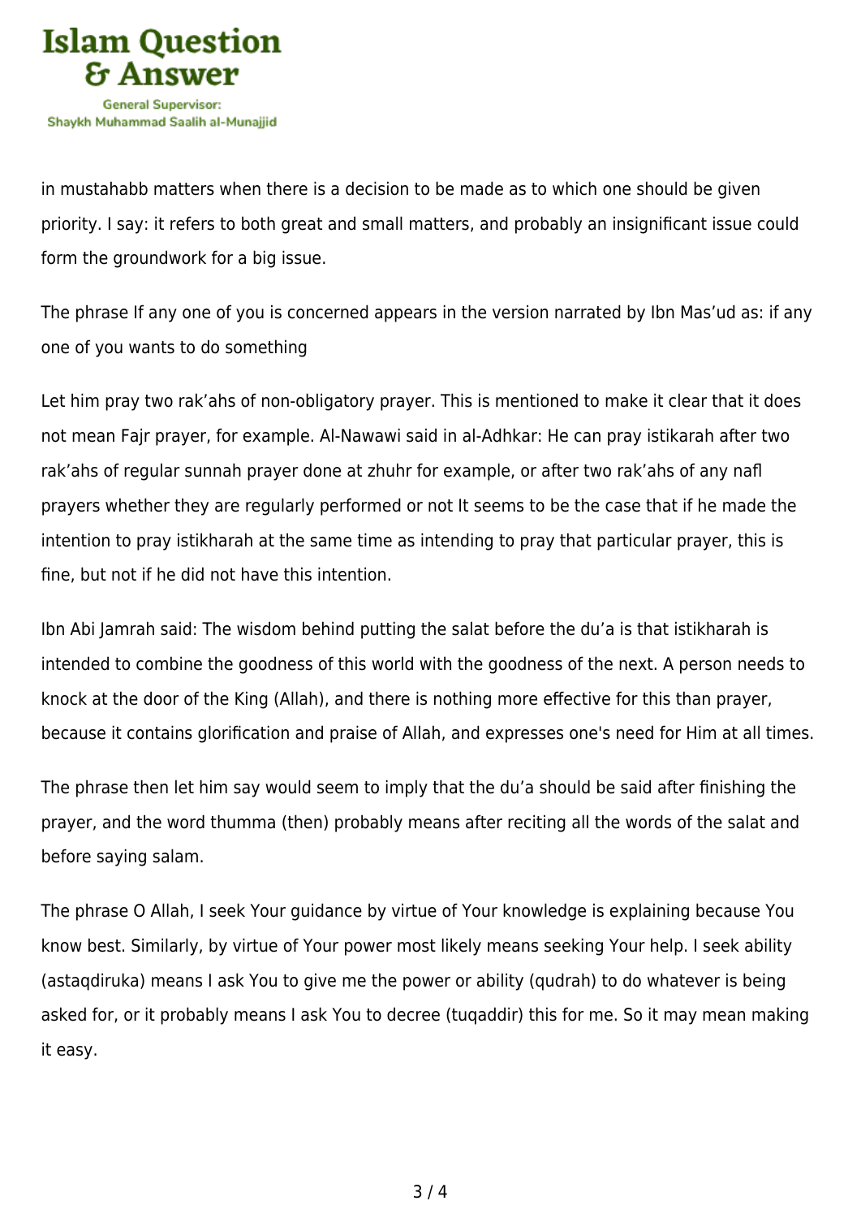in mustahabb matters when there is a decision to be made as to which one should be given priority. I say: it refers to both great and small matters, and probably an insignificant issue could form the groundwork for a big issue.

The phrase If any one of you is concerned appears in the version narrated by Ibn Mas'ud as: if any one of you wants to do something

Let him pray two rak'ahs of non-obligatory prayer. This is mentioned to make it clear that it does not mean Fajr prayer, for example. Al-Nawawi said in al-Adhkar: He can pray istikarah after two rak'ahs of regular sunnah prayer done at zhuhr for example, or after two rak'ahs of any nafl prayers whether they are regularly performed or not It seems to be the case that if he made the intention to pray istikharah at the same time as intending to pray that particular prayer, this is fine, but not if he did not have this intention.

Ibn Abi Jamrah said: The wisdom behind putting the salat before the du'a is that istikharah is intended to combine the goodness of this world with the goodness of the next. A person needs to knock at the door of the King (Allah), and there is nothing more effective for this than prayer, because it contains glorification and praise of Allah, and expresses one's need for Him at all times.

The phrase then let him say would seem to imply that the du'a should be said after finishing the prayer, and the word thumma (then) probably means after reciting all the words of the salat and before saying salam.

The phrase O Allah, I seek Your guidance by virtue of Your knowledge is explaining because You know best. Similarly, by virtue of Your power most likely means seeking Your help. I seek ability (astaqdiruka) means I ask You to give me the power or ability (qudrah) to do whatever is being asked for, or it probably means I ask You to decree (tuqaddir) this for me. So it may mean making it easy.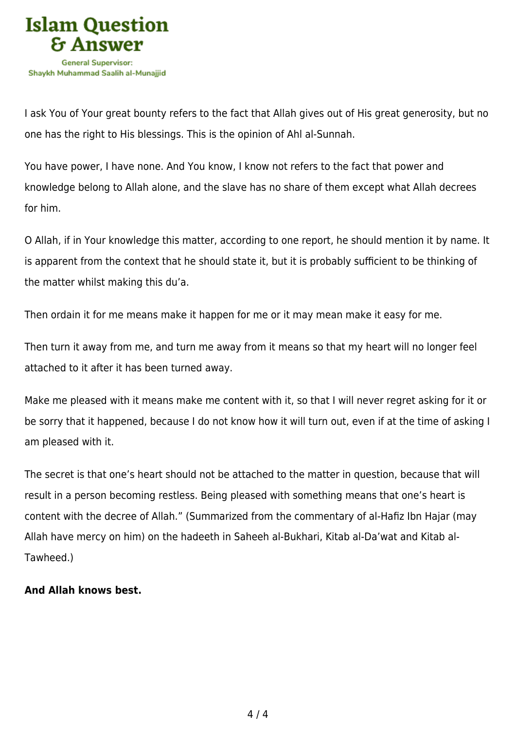I ask You of Your great bounty refers to the fact that Allah gives out of His great generosity, but no one has the right to His blessings. This is the opinion of Ahl al-Sunnah.

You have power, I have none. And You know, I know not refers to the fact that power and knowledge belong to Allah alone, and the slave has no share of them except what Allah decrees for him.

O Allah, if in Your knowledge this matter, according to one report, he should mention it by name. It is apparent from the context that he should state it, but it is probably sufficient to be thinking of the matter whilst making this du'a.

Then ordain it for me means make it happen for me or it may mean make it easy for me.

Then turn it away from me, and turn me away from it means so that my heart will no longer feel attached to it after it has been turned away.

Make me pleased with it means make me content with it, so that I will never regret asking for it or be sorry that it happened, because I do not know how it will turn out, even if at the time of asking I am pleased with it.

The secret is that one's heart should not be attached to the matter in question, because that will result in a person becoming restless. Being pleased with something means that one's heart is content with the decree of Allah." (Summarized from the commentary of al-Hafiz Ibn Hajar (may Allah have mercy on him) on the hadeeth in Saheeh al-Bukhari, Kitab al-Da'wat and Kitab al-Tawheed.)

**And Allah knows best.**